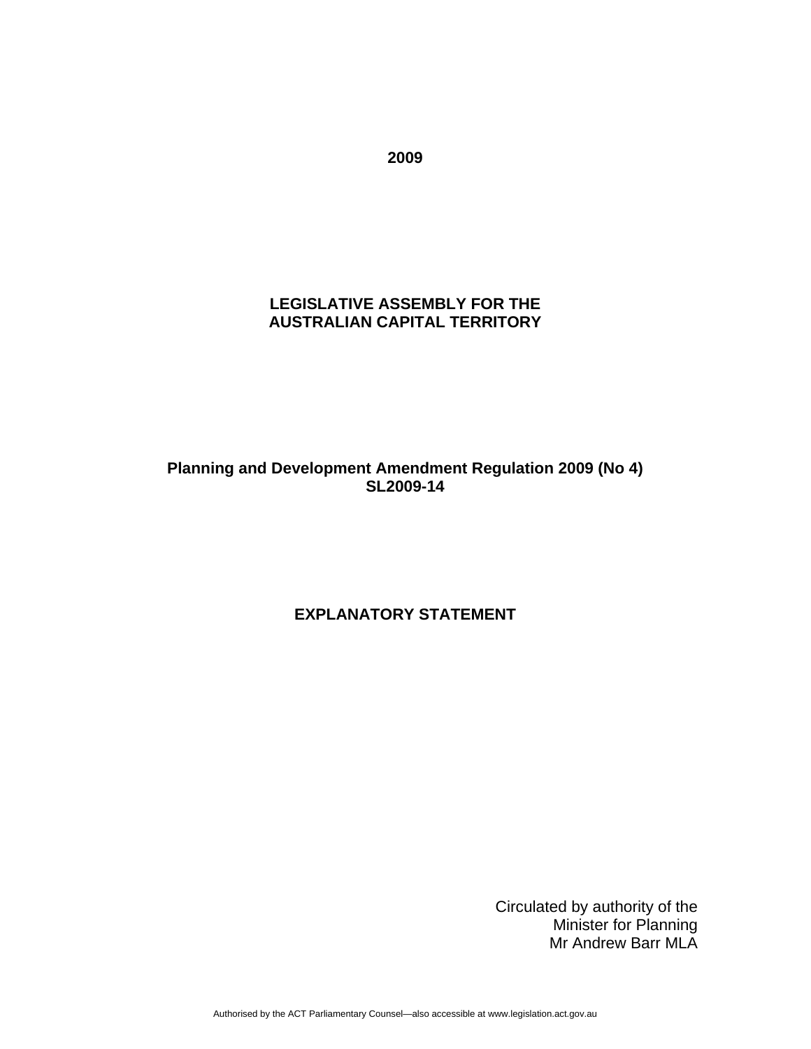**2009**

**LEGISLATIVE ASSEMBLY FOR THE AUSTRALIAN CAPITAL TERRITORY**

**Planning and Development Amendment Regulation 2009 (No 4)**
**SL2009-14**

**EXPLANATORY STATEMENT**

Circulated by authority of the
Minister for Planning
Mr Andrew Barr MLA

Authorised by the ACT Parliamentary Counsel—also accessible at www.legislation.act.gov.au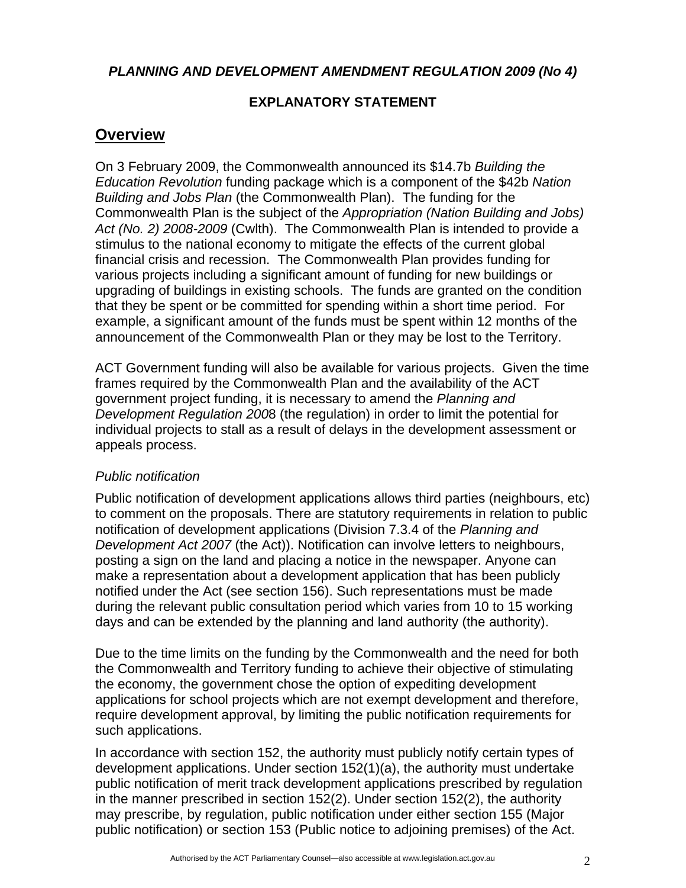***PLANNING AND DEVELOPMENT AMENDMENT REGULATION 2009 (No 4)***

**EXPLANATORY STATEMENT**

## Overview

On 3 February 2009, the Commonwealth announced its $14.7b *Building the Education Revolution* funding package which is a component of the $42b *Nation Building and Jobs Plan* (the Commonwealth Plan). The funding for the Commonwealth Plan is the subject of the *Appropriation (Nation Building and Jobs) Act (No. 2) 2008-2009* (Cwlth). The Commonwealth Plan is intended to provide a stimulus to the national economy to mitigate the effects of the current global financial crisis and recession. The Commonwealth Plan provides funding for various projects including a significant amount of funding for new buildings or upgrading of buildings in existing schools. The funds are granted on the condition that they be spent or be committed for spending within a short time period. For example, a significant amount of the funds must be spent within 12 months of the announcement of the Commonwealth Plan or they may be lost to the Territory.

ACT Government funding will also be available for various projects. Given the time frames required by the Commonwealth Plan and the availability of the ACT government project funding, it is necessary to amend the *Planning and Development Regulation 200*8 (the regulation) in order to limit the potential for individual projects to stall as a result of delays in the development assessment or appeals process.

*Public notification*

Public notification of development applications allows third parties (neighbours, etc) to comment on the proposals. There are statutory requirements in relation to public notification of development applications (Division 7.3.4 of the *Planning and Development Act 2007* (the Act)). Notification can involve letters to neighbours, posting a sign on the land and placing a notice in the newspaper. Anyone can make a representation about a development application that has been publicly notified under the Act (see section 156). Such representations must be made during the relevant public consultation period which varies from 10 to 15 working days and can be extended by the planning and land authority (the authority).

Due to the time limits on the funding by the Commonwealth and the need for both the Commonwealth and Territory funding to achieve their objective of stimulating the economy, the government chose the option of expediting development applications for school projects which are not exempt development and therefore, require development approval, by limiting the public notification requirements for such applications.

In accordance with section 152, the authority must publicly notify certain types of development applications. Under section 152(1)(a), the authority must undertake public notification of merit track development applications prescribed by regulation in the manner prescribed in section 152(2). Under section 152(2), the authority may prescribe, by regulation, public notification under either section 155 (Major public notification) or section 153 (Public notice to adjoining premises) of the Act.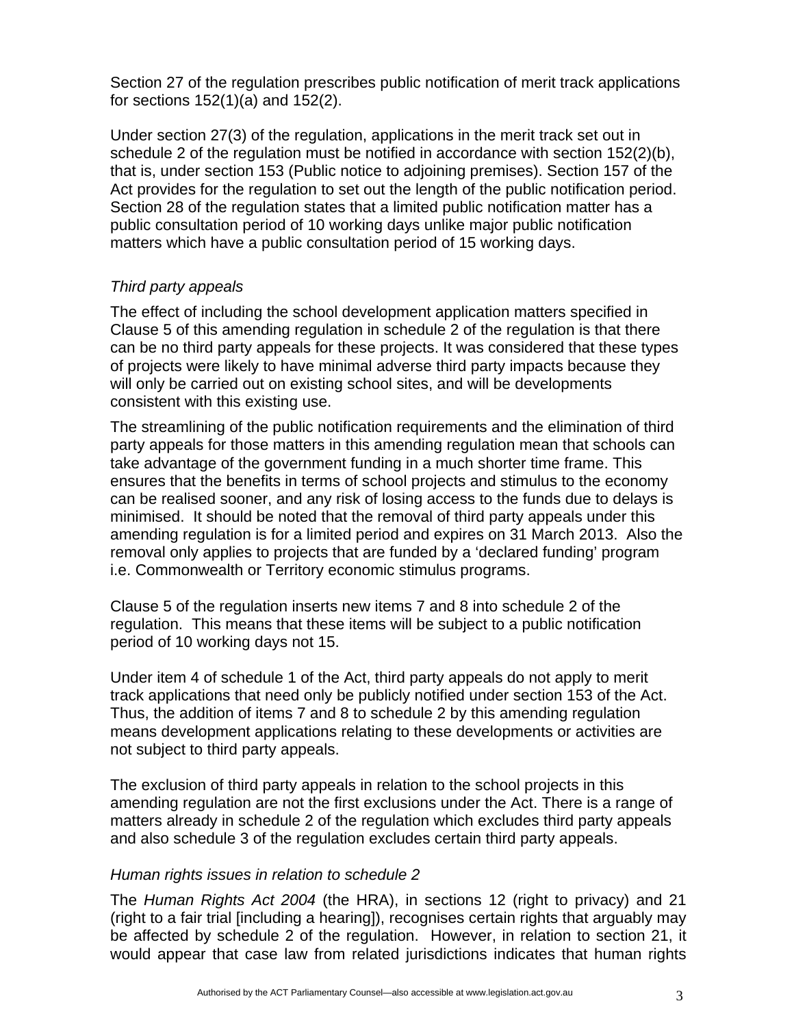Section 27 of the regulation prescribes public notification of merit track applications for sections 152(1)(a) and 152(2).

Under section 27(3) of the regulation, applications in the merit track set out in schedule 2 of the regulation must be notified in accordance with section 152(2)(b), that is, under section 153 (Public notice to adjoining premises). Section 157 of the Act provides for the regulation to set out the length of the public notification period. Section 28 of the regulation states that a limited public notification matter has a public consultation period of 10 working days unlike major public notification matters which have a public consultation period of 15 working days.

*Third party appeals*

The effect of including the school development application matters specified in Clause 5 of this amending regulation in schedule 2 of the regulation is that there can be no third party appeals for these projects. It was considered that these types of projects were likely to have minimal adverse third party impacts because they will only be carried out on existing school sites, and will be developments consistent with this existing use.

The streamlining of the public notification requirements and the elimination of third party appeals for those matters in this amending regulation mean that schools can take advantage of the government funding in a much shorter time frame. This ensures that the benefits in terms of school projects and stimulus to the economy can be realised sooner, and any risk of losing access to the funds due to delays is minimised. It should be noted that the removal of third party appeals under this amending regulation is for a limited period and expires on 31 March 2013. Also the removal only applies to projects that are funded by a 'declared funding' program i.e. Commonwealth or Territory economic stimulus programs.

Clause 5 of the regulation inserts new items 7 and 8 into schedule 2 of the regulation. This means that these items will be subject to a public notification period of 10 working days not 15.

Under item 4 of schedule 1 of the Act, third party appeals do not apply to merit track applications that need only be publicly notified under section 153 of the Act. Thus, the addition of items 7 and 8 to schedule 2 by this amending regulation means development applications relating to these developments or activities are not subject to third party appeals.

The exclusion of third party appeals in relation to the school projects in this amending regulation are not the first exclusions under the Act. There is a range of matters already in schedule 2 of the regulation which excludes third party appeals and also schedule 3 of the regulation excludes certain third party appeals.

*Human rights issues in relation to schedule 2*

The *Human Rights Act 2004* (the HRA), in sections 12 (right to privacy) and 21 (right to a fair trial [including a hearing]), recognises certain rights that arguably may be affected by schedule 2 of the regulation. However, in relation to section 21, it would appear that case law from related jurisdictions indicates that human rights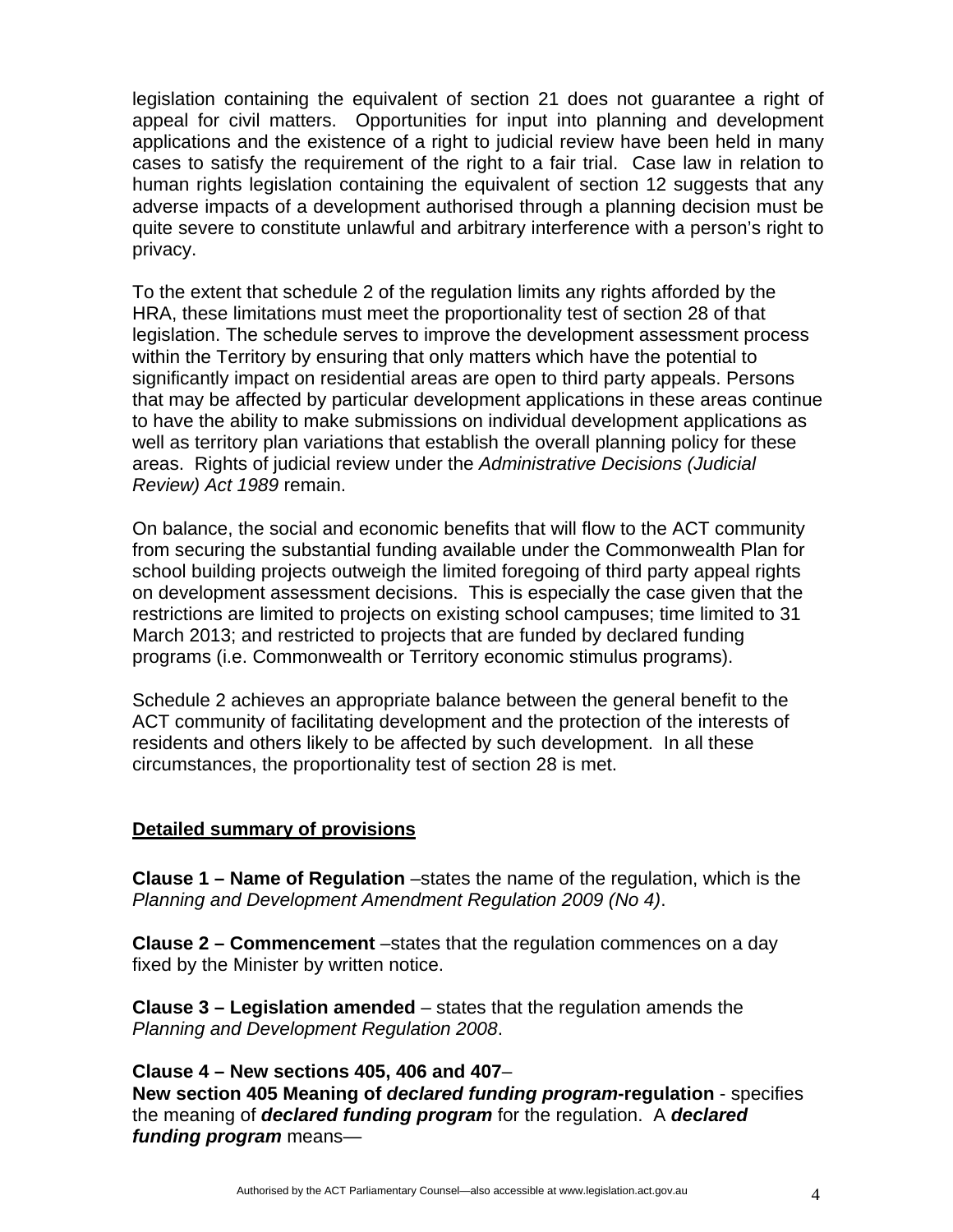legislation containing the equivalent of section 21 does not guarantee a right of appeal for civil matters. Opportunities for input into planning and development applications and the existence of a right to judicial review have been held in many cases to satisfy the requirement of the right to a fair trial. Case law in relation to human rights legislation containing the equivalent of section 12 suggests that any adverse impacts of a development authorised through a planning decision must be quite severe to constitute unlawful and arbitrary interference with a person's right to privacy.

To the extent that schedule 2 of the regulation limits any rights afforded by the HRA, these limitations must meet the proportionality test of section 28 of that legislation. The schedule serves to improve the development assessment process within the Territory by ensuring that only matters which have the potential to significantly impact on residential areas are open to third party appeals. Persons that may be affected by particular development applications in these areas continue to have the ability to make submissions on individual development applications as well as territory plan variations that establish the overall planning policy for these areas. Rights of judicial review under the *Administrative Decisions (Judicial Review) Act 1989* remain.

On balance, the social and economic benefits that will flow to the ACT community from securing the substantial funding available under the Commonwealth Plan for school building projects outweigh the limited foregoing of third party appeal rights on development assessment decisions. This is especially the case given that the restrictions are limited to projects on existing school campuses; time limited to 31 March 2013; and restricted to projects that are funded by declared funding programs (i.e. Commonwealth or Territory economic stimulus programs).

Schedule 2 achieves an appropriate balance between the general benefit to the ACT community of facilitating development and the protection of the interests of residents and others likely to be affected by such development. In all these circumstances, the proportionality test of section 28 is met.

## Detailed summary of provisions

**Clause 1 – Name of Regulation** –states the name of the regulation, which is the *Planning and Development Amendment Regulation 2009 (No 4)*.

**Clause 2 – Commencement** –states that the regulation commences on a day fixed by the Minister by written notice.

**Clause 3 – Legislation amended** – states that the regulation amends the *Planning and Development Regulation 2008*.

**Clause 4 – New sections 405, 406 and 407**–
**New section 405 Meaning of *declared funding program*-regulation** - specifies the meaning of ***declared funding program*** for the regulation. A ***declared funding program*** means—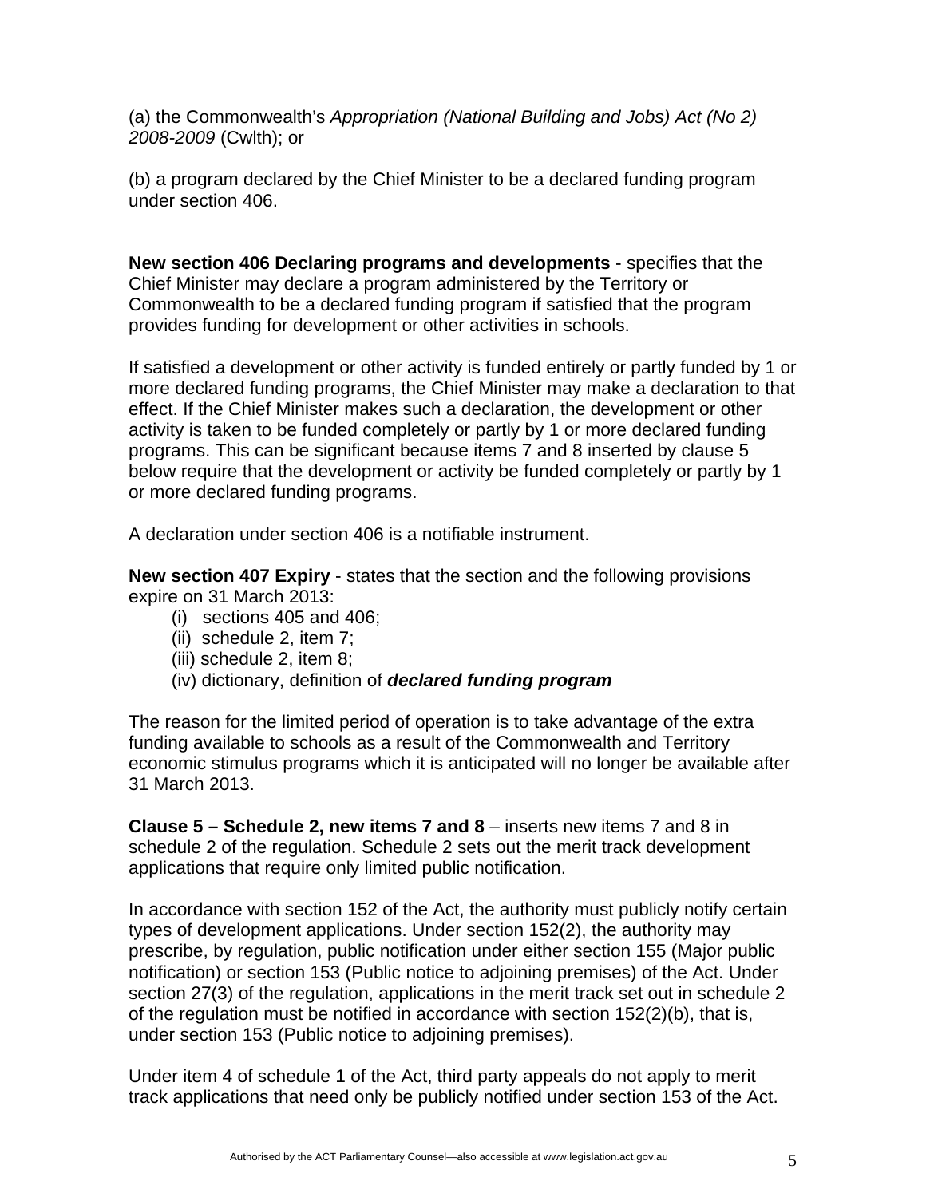(a) the Commonwealth's *Appropriation (National Building and Jobs) Act (No 2) 2008-2009* (Cwlth); or

(b) a program declared by the Chief Minister to be a declared funding program under section 406.

**New section 406 Declaring programs and developments** - specifies that the Chief Minister may declare a program administered by the Territory or Commonwealth to be a declared funding program if satisfied that the program provides funding for development or other activities in schools.

If satisfied a development or other activity is funded entirely or partly funded by 1 or more declared funding programs, the Chief Minister may make a declaration to that effect. If the Chief Minister makes such a declaration, the development or other activity is taken to be funded completely or partly by 1 or more declared funding programs. This can be significant because items 7 and 8 inserted by clause 5 below require that the development or activity be funded completely or partly by 1 or more declared funding programs.

A declaration under section 406 is a notifiable instrument.

**New section 407 Expiry** - states that the section and the following provisions expire on 31 March 2013:

(i) sections 405 and 406;
(ii) schedule 2, item 7;
(iii) schedule 2, item 8;
(iv) dictionary, definition of ***declared funding program***

The reason for the limited period of operation is to take advantage of the extra funding available to schools as a result of the Commonwealth and Territory economic stimulus programs which it is anticipated will no longer be available after 31 March 2013.

**Clause 5 – Schedule 2, new items 7 and 8** – inserts new items 7 and 8 in schedule 2 of the regulation. Schedule 2 sets out the merit track development applications that require only limited public notification.

In accordance with section 152 of the Act, the authority must publicly notify certain types of development applications. Under section 152(2), the authority may prescribe, by regulation, public notification under either section 155 (Major public notification) or section 153 (Public notice to adjoining premises) of the Act. Under section 27(3) of the regulation, applications in the merit track set out in schedule 2 of the regulation must be notified in accordance with section 152(2)(b), that is, under section 153 (Public notice to adjoining premises).

Under item 4 of schedule 1 of the Act, third party appeals do not apply to merit track applications that need only be publicly notified under section 153 of the Act.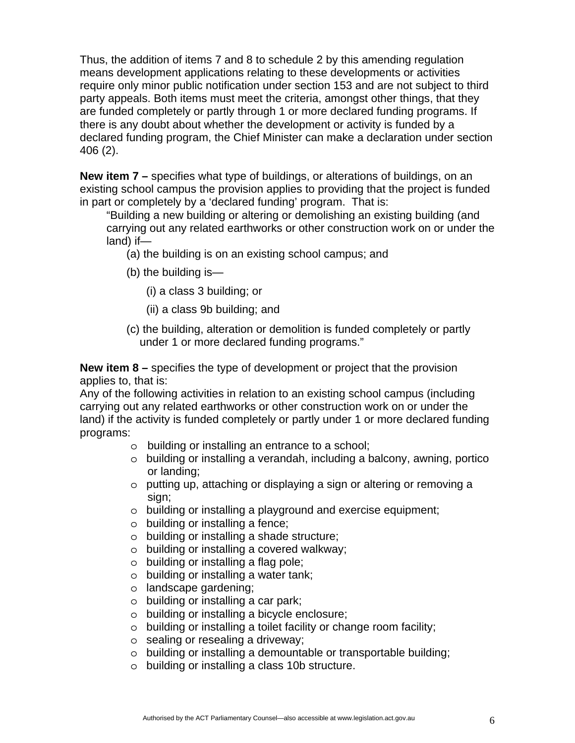Thus, the addition of items 7 and 8 to schedule 2 by this amending regulation means development applications relating to these developments or activities require only minor public notification under section 153 and are not subject to third party appeals. Both items must meet the criteria, amongst other things, that they are funded completely or partly through 1 or more declared funding programs. If there is any doubt about whether the development or activity is funded by a declared funding program, the Chief Minister can make a declaration under section 406 (2).

**New item 7 –** specifies what type of buildings, or alterations of buildings, on an existing school campus the provision applies to providing that the project is funded in part or completely by a 'declared funding' program. That is:

> "Building a new building or altering or demolishing an existing building (and carrying out any related earthworks or other construction work on or under the land) if—
>
> (a) the building is on an existing school campus; and
>
> (b) the building is—
>
> (i) a class 3 building; or
>
> (ii) a class 9b building; and
>
> (c) the building, alteration or demolition is funded completely or partly under 1 or more declared funding programs."

**New item 8 –** specifies the type of development or project that the provision applies to, that is:

Any of the following activities in relation to an existing school campus (including carrying out any related earthworks or other construction work on or under the land) if the activity is funded completely or partly under 1 or more declared funding programs:

- building or installing an entrance to a school;
- building or installing a verandah, including a balcony, awning, portico or landing;
- putting up, attaching or displaying a sign or altering or removing a sign;
- building or installing a playground and exercise equipment;
- building or installing a fence;
- building or installing a shade structure;
- building or installing a covered walkway;
- building or installing a flag pole;
- building or installing a water tank;
- landscape gardening;
- building or installing a car park;
- building or installing a bicycle enclosure;
- building or installing a toilet facility or change room facility;
- sealing or resealing a driveway;
- building or installing a demountable or transportable building;
- building or installing a class 10b structure.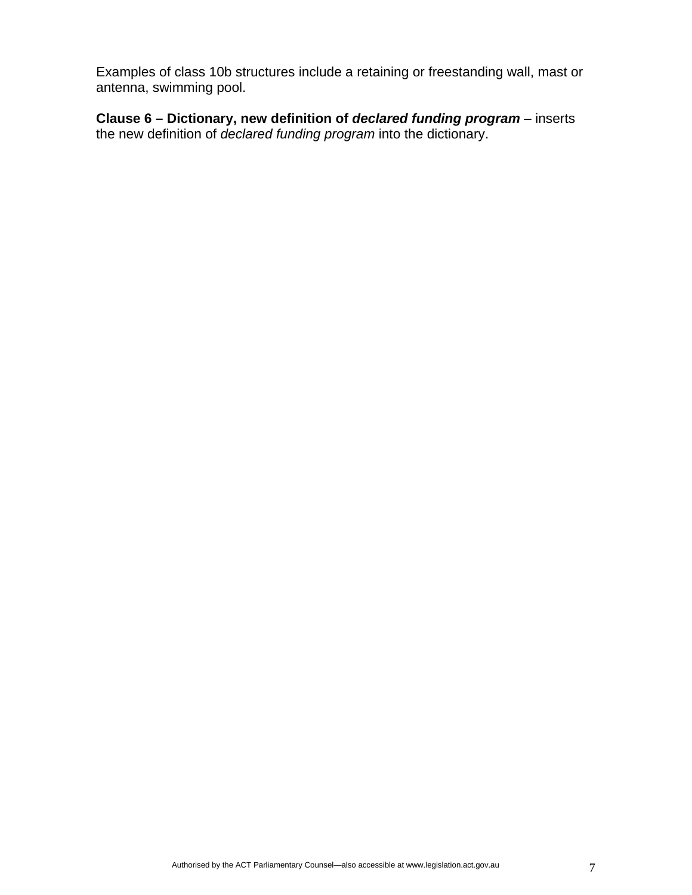Examples of class 10b structures include a retaining or freestanding wall, mast or antenna, swimming pool.

**Clause 6 – Dictionary, new definition of *declared funding program*** – inserts the new definition of *declared funding program* into the dictionary.